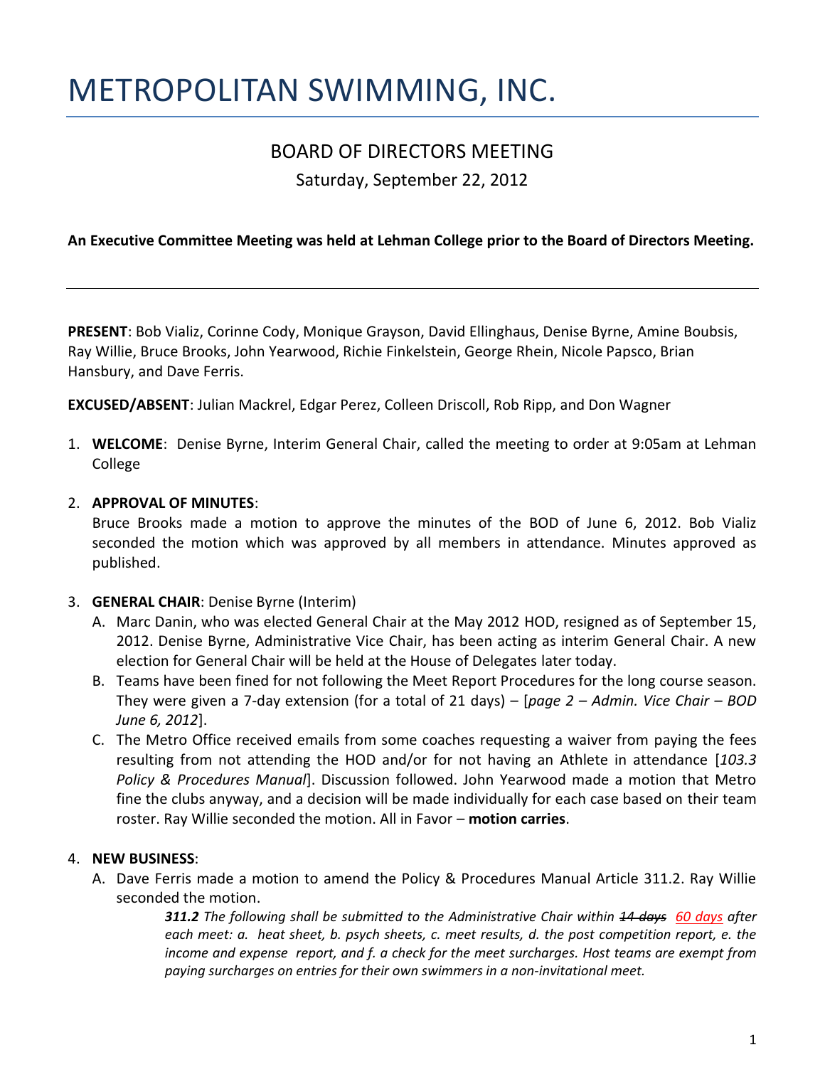# METROPOLITAN SWIMMING, INC.

## BOARD OF DIRECTORS MEETING

Saturday, September 22, 2012

**An Executive Committee Meeting was held at Lehman College prior to the Board of Directors Meeting.**

---

**PRESENT**: Bob Vializ, Corinne Cody, Monique Grayson, David Ellinghaus, Denise Byrne, Amine Boubsis, Ray Willie, Bruce Brooks, John Yearwood, Richie Finkelstein, George Rhein, Nicole Papsco, Brian Hansbury, and Dave Ferris.

**EXCUSED/ABSENT**: Julian Mackrel, Edgar Perez, Colleen Driscoll, Rob Ripp, and Don Wagner

1. **WELCOME**: Denise Byrne, Interim General Chair, called the meeting to order at 9:05am at Lehman College

2. **APPROVAL OF MINUTES**:
   Bruce Brooks made a motion to approve the minutes of the BOD of June 6, 2012. Bob Vializ seconded the motion which was approved by all members in attendance. Minutes approved as published.

3. **GENERAL CHAIR**: Denise Byrne (Interim)
   A. Marc Danin, who was elected General Chair at the May 2012 HOD, resigned as of September 15, 2012. Denise Byrne, Administrative Vice Chair, has been acting as interim General Chair. A new election for General Chair will be held at the House of Delegates later today.
   B. Teams have been fined for not following the Meet Report Procedures for the long course season. They were given a 7-day extension (for a total of 21 days) – [*page 2 – Admin. Vice Chair – BOD June 6, 2012*].
   C. The Metro Office received emails from some coaches requesting a waiver from paying the fees resulting from not attending the HOD and/or for not having an Athlete in attendance [*103.3 Policy & Procedures Manual*]. Discussion followed. John Yearwood made a motion that Metro fine the clubs anyway, and a decision will be made individually for each case based on their team roster. Ray Willie seconded the motion. All in Favor – **motion carries**.

4. **NEW BUSINESS**:
   A. Dave Ferris made a motion to amend the Policy & Procedures Manual Article 311.2. Ray Willie seconded the motion.

      ***311.2*** *The following shall be submitted to the Administrative Chair within ~~14 days~~ 60 days after each meet: a. heat sheet, b. psych sheets, c. meet results, d. the post competition report, e. the income and expense report, and f. a check for the meet surcharges. Host teams are exempt from paying surcharges on entries for their own swimmers in a non-invitational meet.*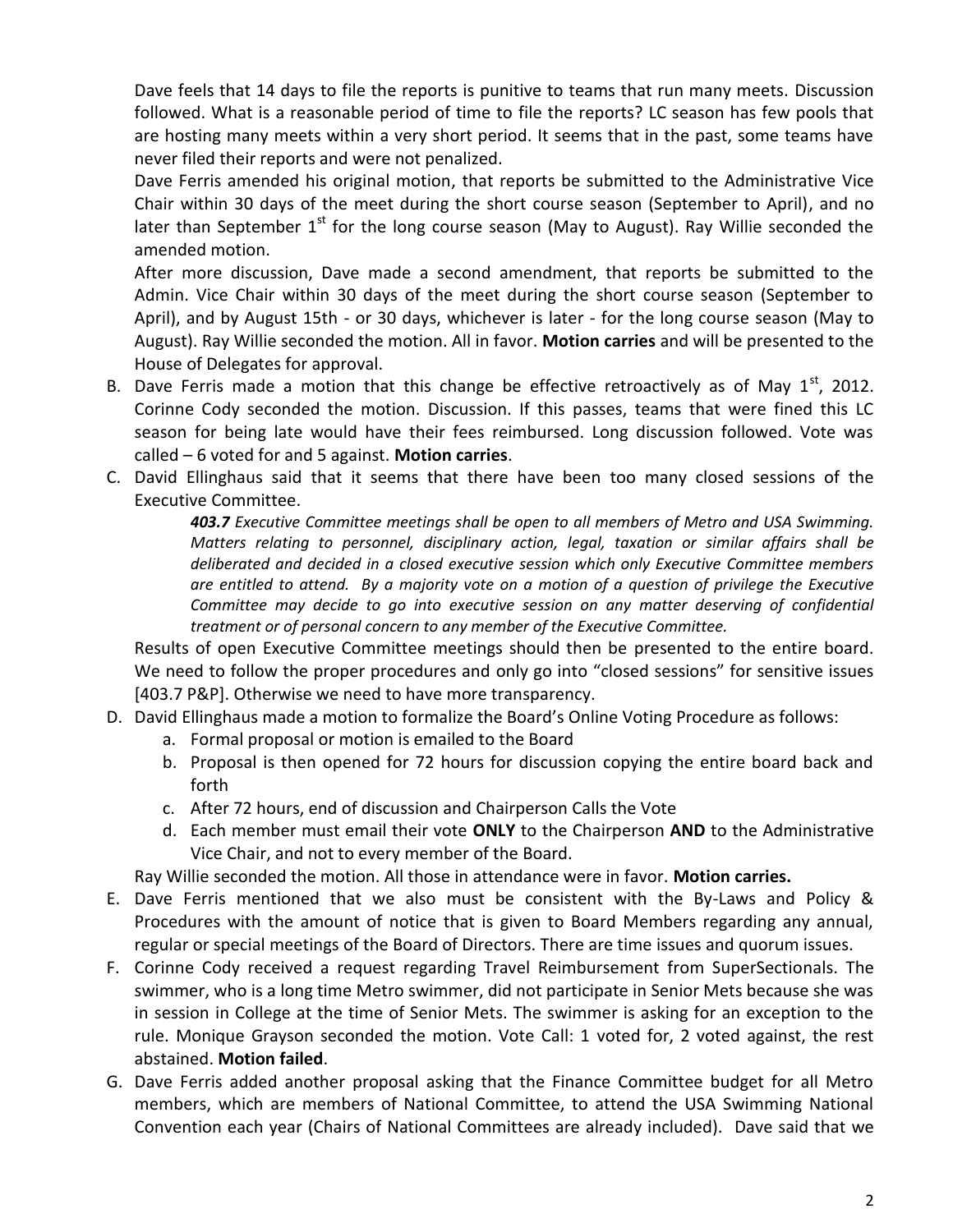Dave feels that 14 days to file the reports is punitive to teams that run many meets. Discussion followed. What is a reasonable period of time to file the reports? LC season has few pools that are hosting many meets within a very short period. It seems that in the past, some teams have never filed their reports and were not penalized.

Dave Ferris amended his original motion, that reports be submitted to the Administrative Vice Chair within 30 days of the meet during the short course season (September to April), and no later than September 1st for the long course season (May to August). Ray Willie seconded the amended motion.

After more discussion, Dave made a second amendment, that reports be submitted to the Admin. Vice Chair within 30 days of the meet during the short course season (September to April), and by August 15th - or 30 days, whichever is later - for the long course season (May to August). Ray Willie seconded the motion. All in favor. **Motion carries** and will be presented to the House of Delegates for approval.

B. Dave Ferris made a motion that this change be effective retroactively as of May 1st, 2012. Corinne Cody seconded the motion. Discussion. If this passes, teams that were fined this LC season for being late would have their fees reimbursed. Long discussion followed. Vote was called – 6 voted for and 5 against. **Motion carries**.

C. David Ellinghaus said that it seems that there have been too many closed sessions of the Executive Committee.

   ***403.7*** *Executive Committee meetings shall be open to all members of Metro and USA Swimming. Matters relating to personnel, disciplinary action, legal, taxation or similar affairs shall be deliberated and decided in a closed executive session which only Executive Committee members are entitled to attend. By a majority vote on a motion of a question of privilege the Executive Committee may decide to go into executive session on any matter deserving of confidential treatment or of personal concern to any member of the Executive Committee.*

   Results of open Executive Committee meetings should then be presented to the entire board. We need to follow the proper procedures and only go into "closed sessions" for sensitive issues [403.7 P&P]. Otherwise we need to have more transparency.

D. David Ellinghaus made a motion to formalize the Board's Online Voting Procedure as follows:
   a. Formal proposal or motion is emailed to the Board
   b. Proposal is then opened for 72 hours for discussion copying the entire board back and forth
   c. After 72 hours, end of discussion and Chairperson Calls the Vote
   d. Each member must email their vote **ONLY** to the Chairperson **AND** to the Administrative Vice Chair, and not to every member of the Board.

   Ray Willie seconded the motion. All those in attendance were in favor. **Motion carries.**

E. Dave Ferris mentioned that we also must be consistent with the By-Laws and Policy & Procedures with the amount of notice that is given to Board Members regarding any annual, regular or special meetings of the Board of Directors. There are time issues and quorum issues.

F. Corinne Cody received a request regarding Travel Reimbursement from SuperSectionals. The swimmer, who is a long time Metro swimmer, did not participate in Senior Mets because she was in session in College at the time of Senior Mets. The swimmer is asking for an exception to the rule. Monique Grayson seconded the motion. Vote Call: 1 voted for, 2 voted against, the rest abstained. **Motion failed**.

G. Dave Ferris added another proposal asking that the Finance Committee budget for all Metro members, which are members of National Committee, to attend the USA Swimming National Convention each year (Chairs of National Committees are already included). Dave said that we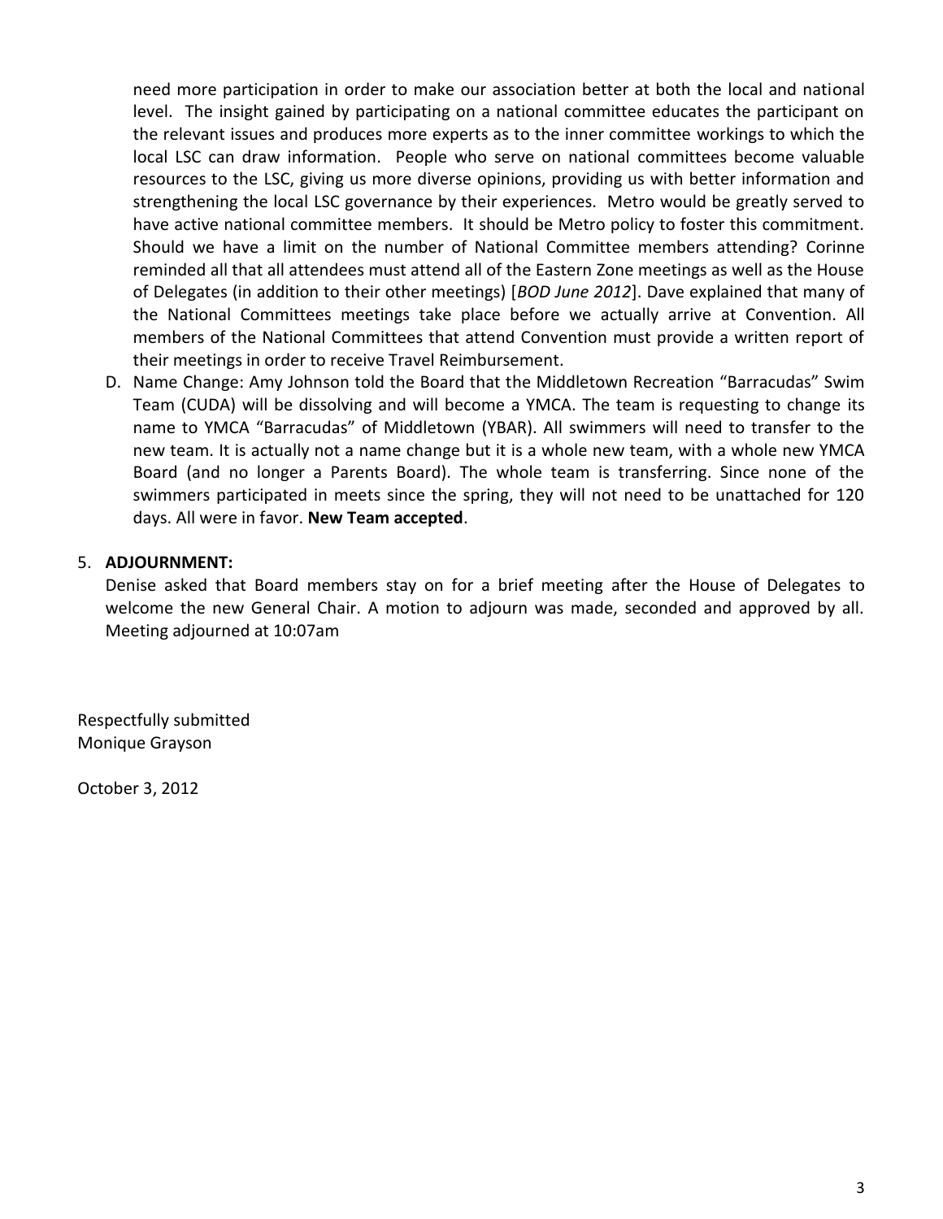need more participation in order to make our association better at both the local and national level. The insight gained by participating on a national committee educates the participant on the relevant issues and produces more experts as to the inner committee workings to which the local LSC can draw information. People who serve on national committees become valuable resources to the LSC, giving us more diverse opinions, providing us with better information and strengthening the local LSC governance by their experiences. Metro would be greatly served to have active national committee members. It should be Metro policy to foster this commitment. Should we have a limit on the number of National Committee members attending? Corinne reminded all that all attendees must attend all of the Eastern Zone meetings as well as the House of Delegates (in addition to their other meetings) [*BOD June 2012*]. Dave explained that many of the National Committees meetings take place before we actually arrive at Convention. All members of the National Committees that attend Convention must provide a written report of their meetings in order to receive Travel Reimbursement.

D. Name Change: Amy Johnson told the Board that the Middletown Recreation "Barracudas" Swim Team (CUDA) will be dissolving and will become a YMCA. The team is requesting to change its name to YMCA "Barracudas" of Middletown (YBAR). All swimmers will need to transfer to the new team. It is actually not a name change but it is a whole new team, with a whole new YMCA Board (and no longer a Parents Board). The whole team is transferring. Since none of the swimmers participated in meets since the spring, they will not need to be unattached for 120 days. All were in favor. **New Team accepted**.

5. **ADJOURNMENT:**

   Denise asked that Board members stay on for a brief meeting after the House of Delegates to welcome the new General Chair. A motion to adjourn was made, seconded and approved by all. Meeting adjourned at 10:07am

Respectfully submitted
Monique Grayson

October 3, 2012